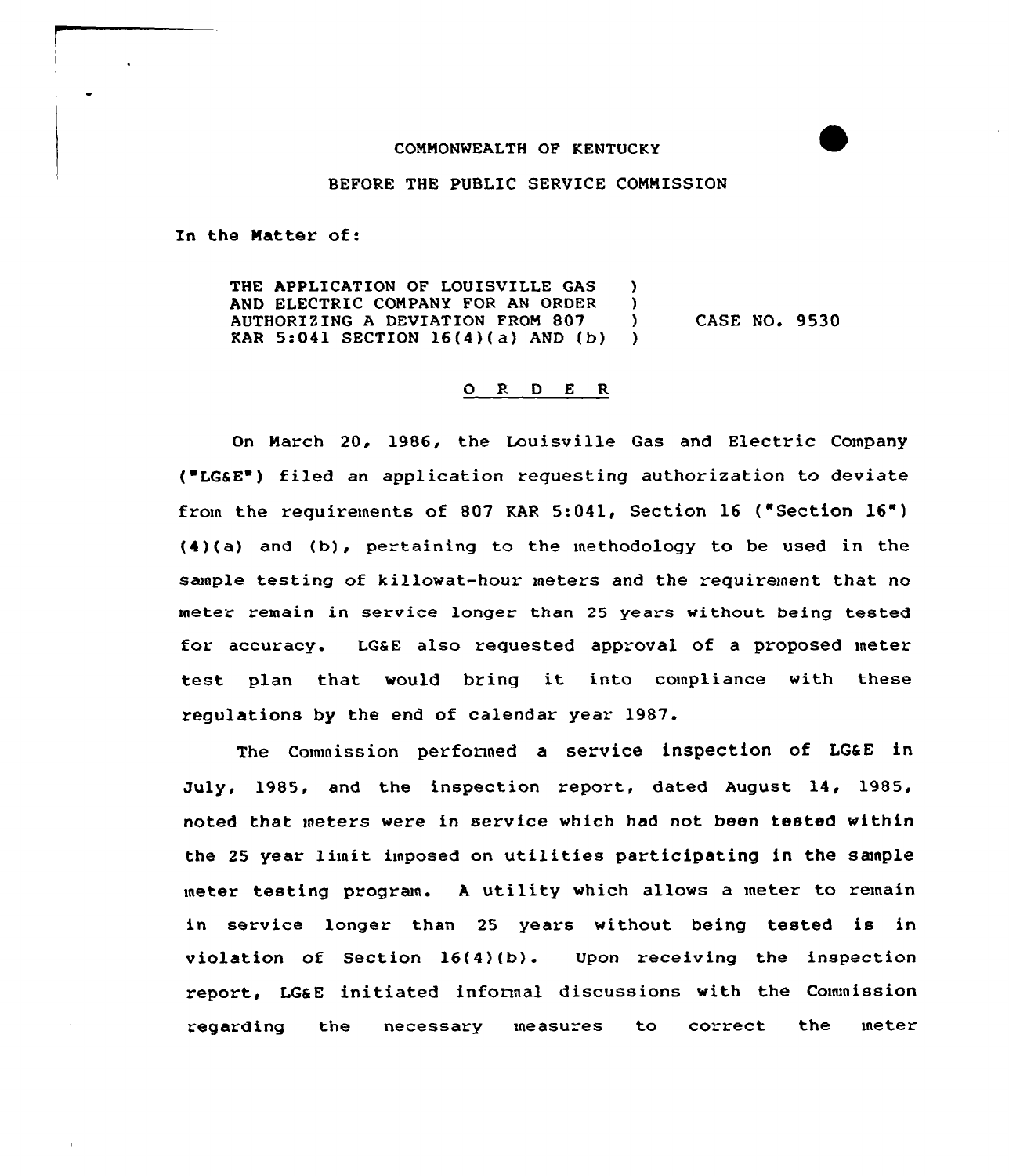COMMONWEALTH OF KENTUCKY

BEFORE THE PUBLIC SERVICE COMMISSION

In the Matter of:

| | | |
|---|---|---|
| THE APPLICATION OF LOUISVILLE GAS AND ELECTRIC COMPANY FOR AN ORDER AUTHORIZING A DEVIATION FROM 807 KAR 5:041 SECTION 16(4)(a) AND (b) | ) | CASE NO. 9530 |

## O R D E R

On March 20, 1986, the Louisville Gas and Electric Company ("LG&E") filed an application requesting authorization to deviate from the requirements of 807 KAR 5:041, Section 16 ("Section 16") (4)(a) and (b), pertaining to the methodology to be used in the sample testing of killowat-hour meters and the requirement that no meter remain in service longer than 25 years without being tested for accuracy. LG&E also requested approval of a proposed meter test plan that would bring it into compliance with these regulations by the end of calendar year 1987.

The Commission performed a service inspection of LG&E in July, 1985, and the inspection report, dated August 14, 1985, noted that meters were in service which had not been tested within the 25 year limit imposed on utilities participating in the sample meter testing program. A utility which allows a meter to remain in service longer than 25 years without being tested is in violation of Section 16(4)(b). Upon receiving the inspection report, LG&E initiated informal discussions with the Commission regarding the necessary measures to correct the meter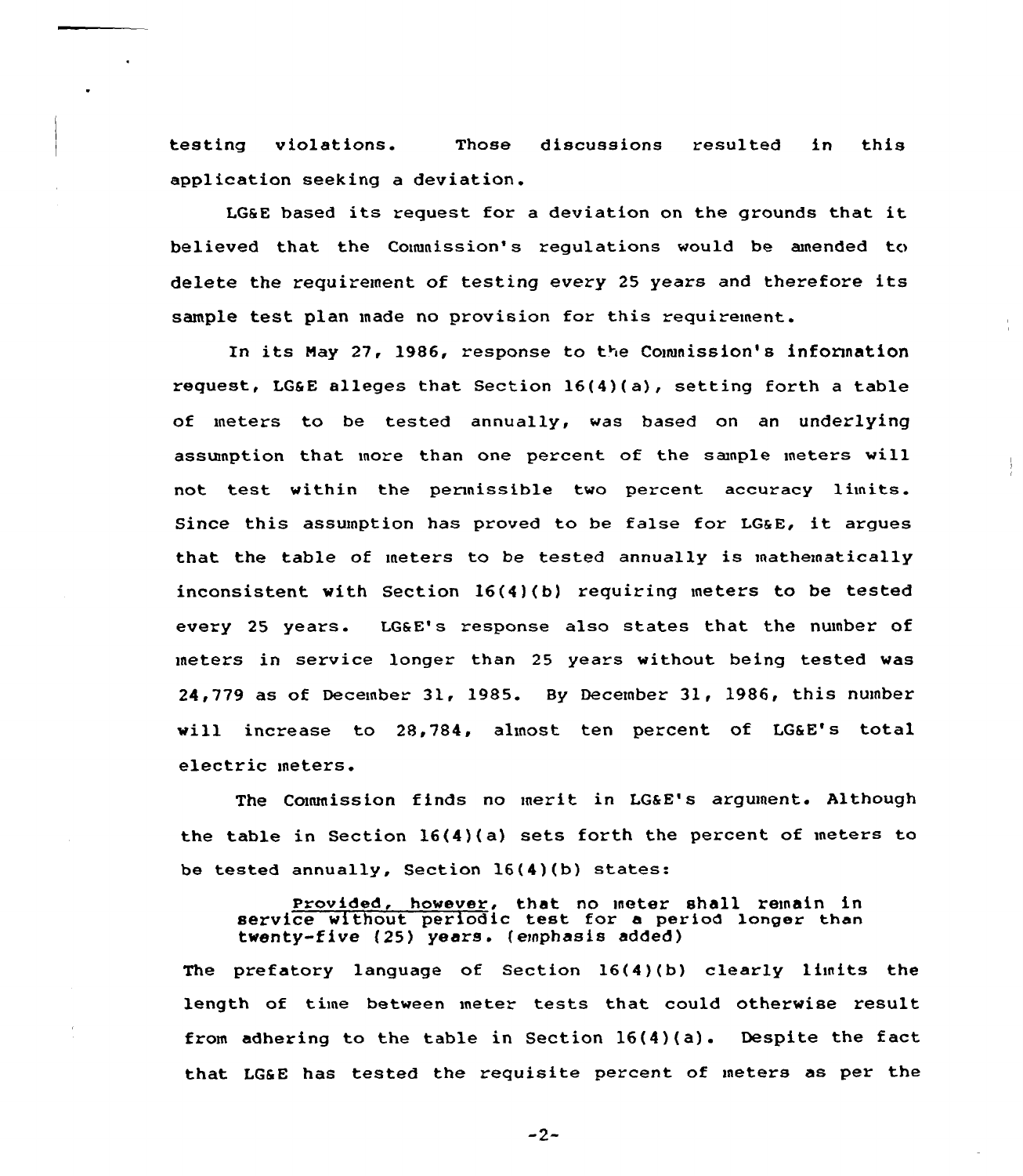testing violations. Those discussions resulted in this application seeking a deviation.

LG&E based its request for a deviation on the grounds that it believed that the Commission's regulations would be amended to delete the requirement of testing every 25 years and therefore its sample test plan made no provision for this requirement.

In its May 27, 1986, response to the Commission's information request, LG&E alleges that Section 16(4)(a), setting forth a table of meters to be tested annually, was based on an underlying assumption that more than one percent of the sample meters will not test within the permissible two percent accuracy limits. Since this assumption has proved to be false for LG&E, it argues that the table of meters to be tested annually is mathematically inconsistent with Section 16(4)(b) requiring meters to be tested every 25 years. LG&E's response also states that the number of meters in service longer than 25 years without being tested was 24,779 as of December 31, 1985. By December 31, 1986, this number will increase to 28,784, almost ten percent of LG&E's total electric meters.

The Commission finds no merit in LG&E's argument. Although the table in Section 16(4)(a) sets forth the percent of meters to be tested annually, Section 16(4)(b) states:

> Provided, however, that no meter shall remain in service without periodic test for a period longer than twenty-five (25) years. (emphasis added)

The prefatory language of Section 16(4)(b) clearly limits the length of time between meter tests that could otherwise result from adhering to the table in Section 16(4)(a). Despite the fact that LG&E has tested the requisite percent of meters as per the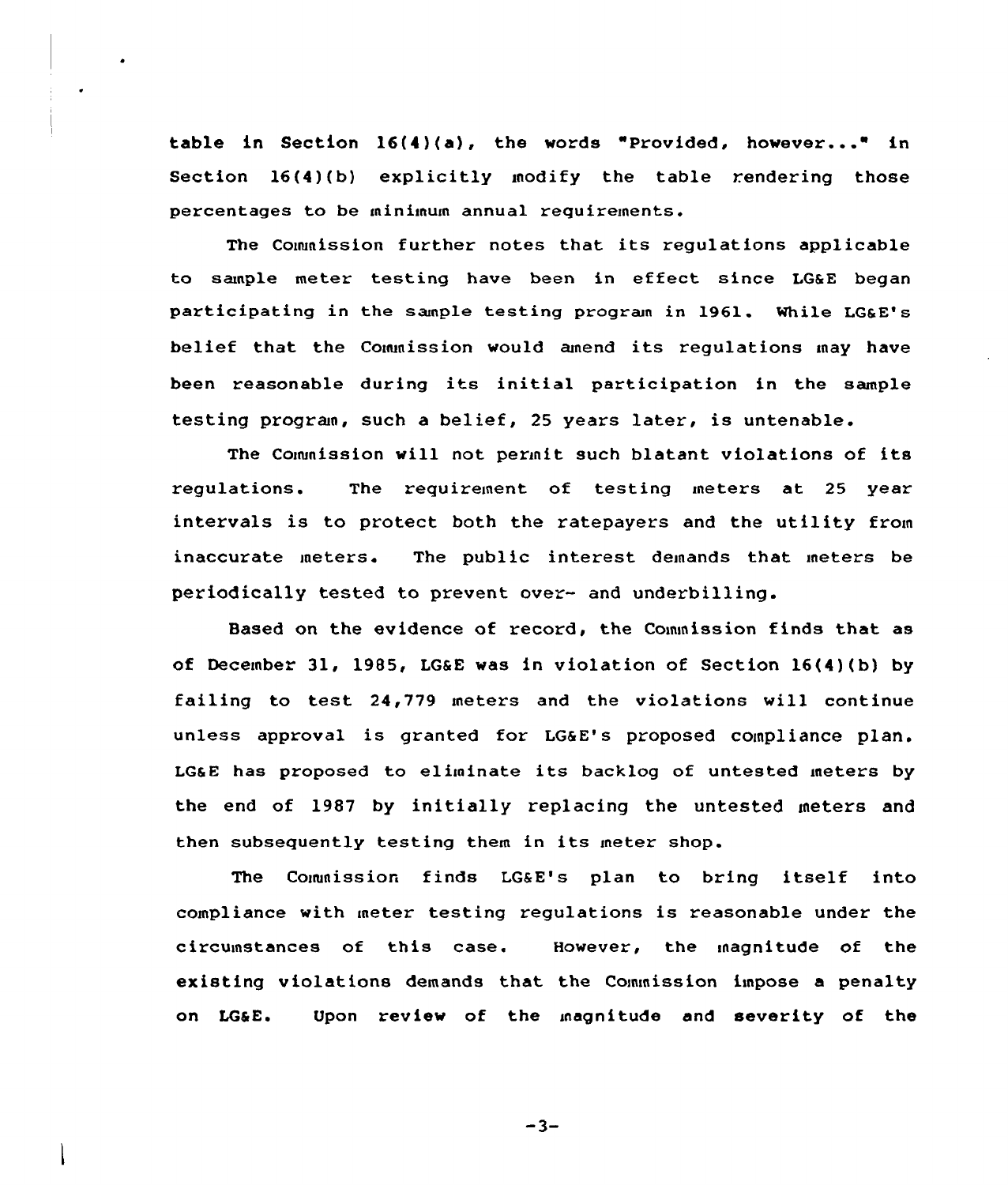table in Section 16(4)(a), the words "Provided, however..." in Section 16(4)(b) explicitly modify the table rendering those percentages to be minimum annual requirements.

The Commission further notes that its regulations applicable to sample meter testing have been in effect since LG&E began participating in the sample testing program in 1961. While LG&E's belief that the Commission would amend its regulations may have been reasonable during its initial participation in the sample testing program, such a belief, 25 years later, is untenable.

The Commission will not permit such blatant violations of its regulations. The requirement of testing meters at 25 year intervals is to protect both the ratepayers and the utility from inaccurate meters. The public interest demands that meters be periodically tested to prevent over- and underbilling.

Based on the evidence of record, the Commission finds that as of December 31, 1985, LG&E was in violation of Section 16(4)(b) by failing to test 24,779 meters and the violations will continue unless approval is granted for LG&E's proposed compliance plan. LG&E has proposed to eliminate its backlog of untested meters by the end of 1987 by initially replacing the untested meters and then subsequently testing them in its meter shop.

The Commission finds LG&E's plan to bring itself into compliance with meter testing regulations is reasonable under the circumstances of this case. However, the magnitude of the existing violations demands that the Commission impose a penalty on LG&E. Upon review of the magnitude and severity of the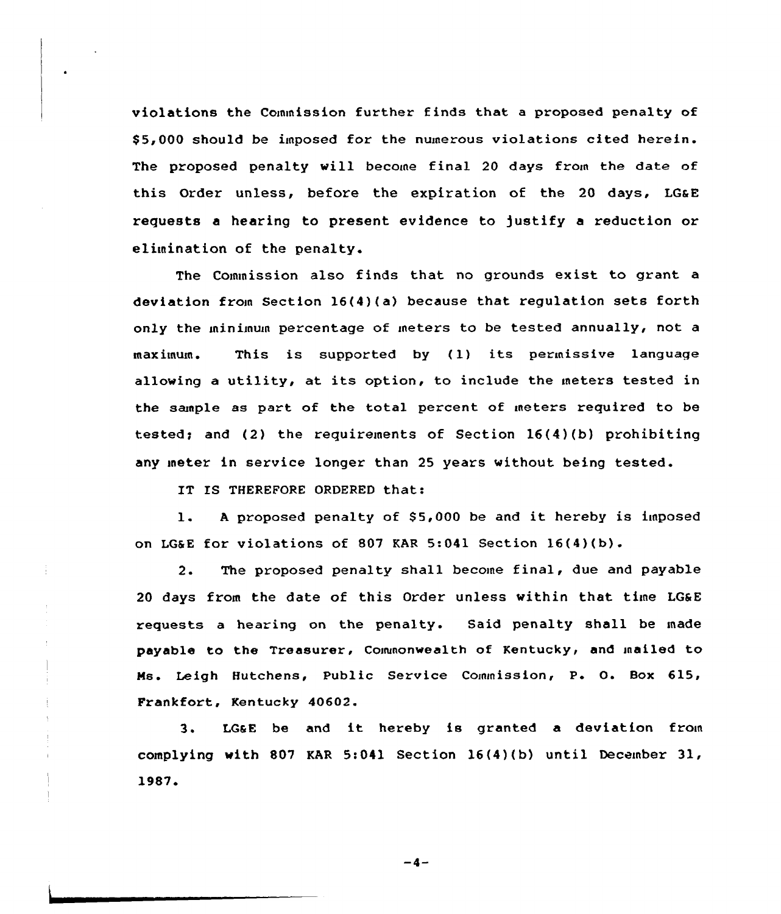violations the Commission further finds that a proposed penalty of $5,000 should be imposed for the numerous violations cited herein. The proposed penalty will become final 20 days from the date of this Order unless, before the expiration of the 20 days, LG&E requests a hearing to present evidence to justify a reduction or elimination of the penalty.

The Commission also finds that no grounds exist to grant a deviation from Section 16(4)(a) because that regulation sets forth only the minimum percentage of meters to be tested annually, not a maximum. This is supported by (1) its permissive language allowing a utility, at its option, to include the meters tested in the sample as part of the total percent of meters required to be tested; and (2) the requirements of Section 16(4)(b) prohibiting any meter in service longer than 25 years without being tested.

IT IS THEREFORE ORDERED that:

1. A proposed penalty of $5,000 be and it hereby is imposed on LG&E for violations of 807 KAR 5:041 Section 16(4)(b).

2. The proposed penalty shall become final, due and payable 20 days from the date of this Order unless within that time LG&E requests a hearing on the penalty. Said penalty shall be made payable to the Treasurer, Commonwealth of Kentucky, and mailed to Ms. Leigh Hutchens, Public Service Commission, P. O. Box 615, Frankfort, Kentucky 40602.

3. LG&E be and it hereby is granted a deviation from complying with 807 KAR 5:041 Section 16(4)(b) until December 31, 1987.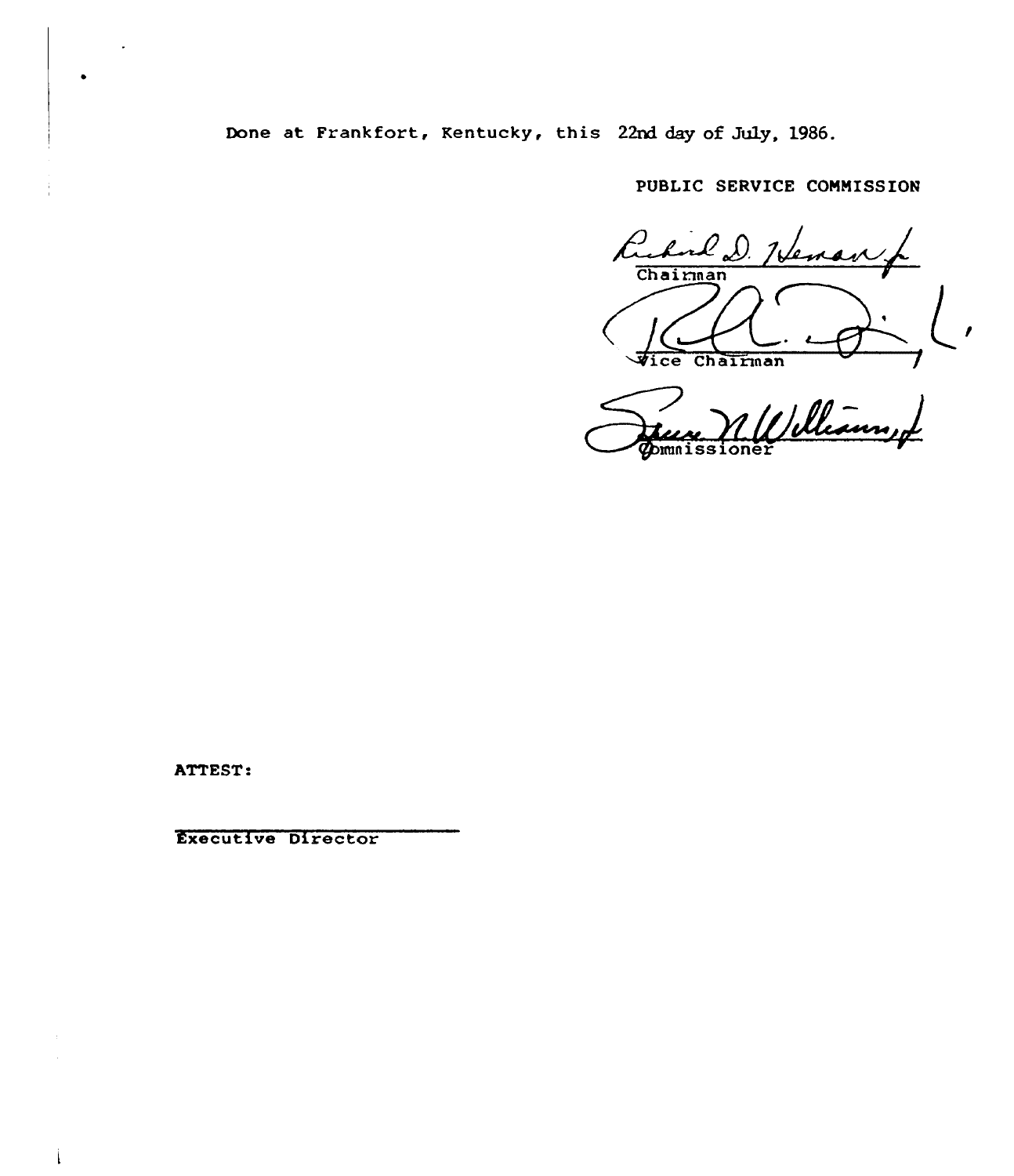Done at Frankfort, Kentucky, this 22nd day of July, 1986.

PUBLIC SERVICE COMMISSION

Richard D. Heman Jr.
Chairman

Vice Chairman

Commissioner

ATTEST:

Executive Director